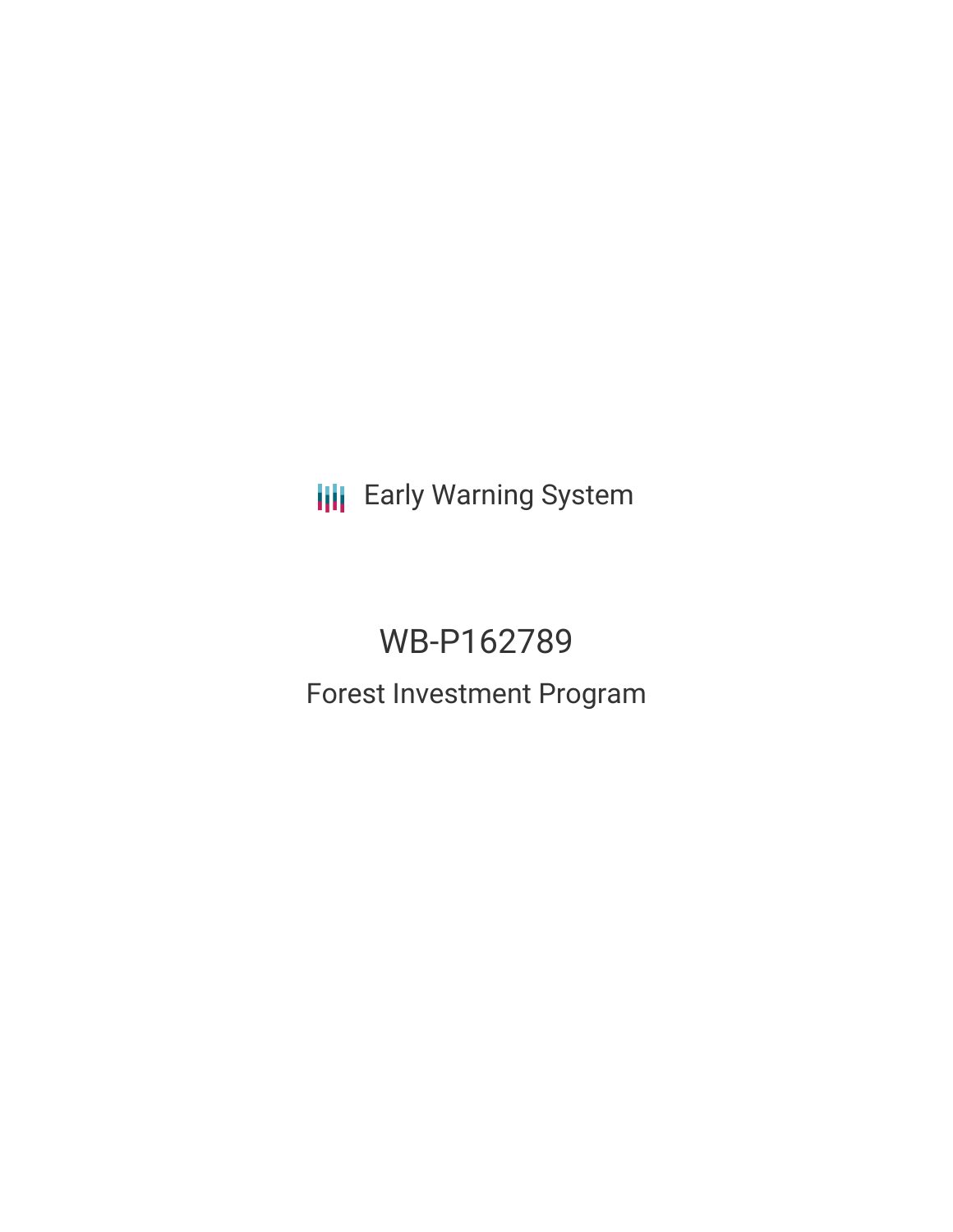Early Warning System

# WB-P162789

## Forest Investment Program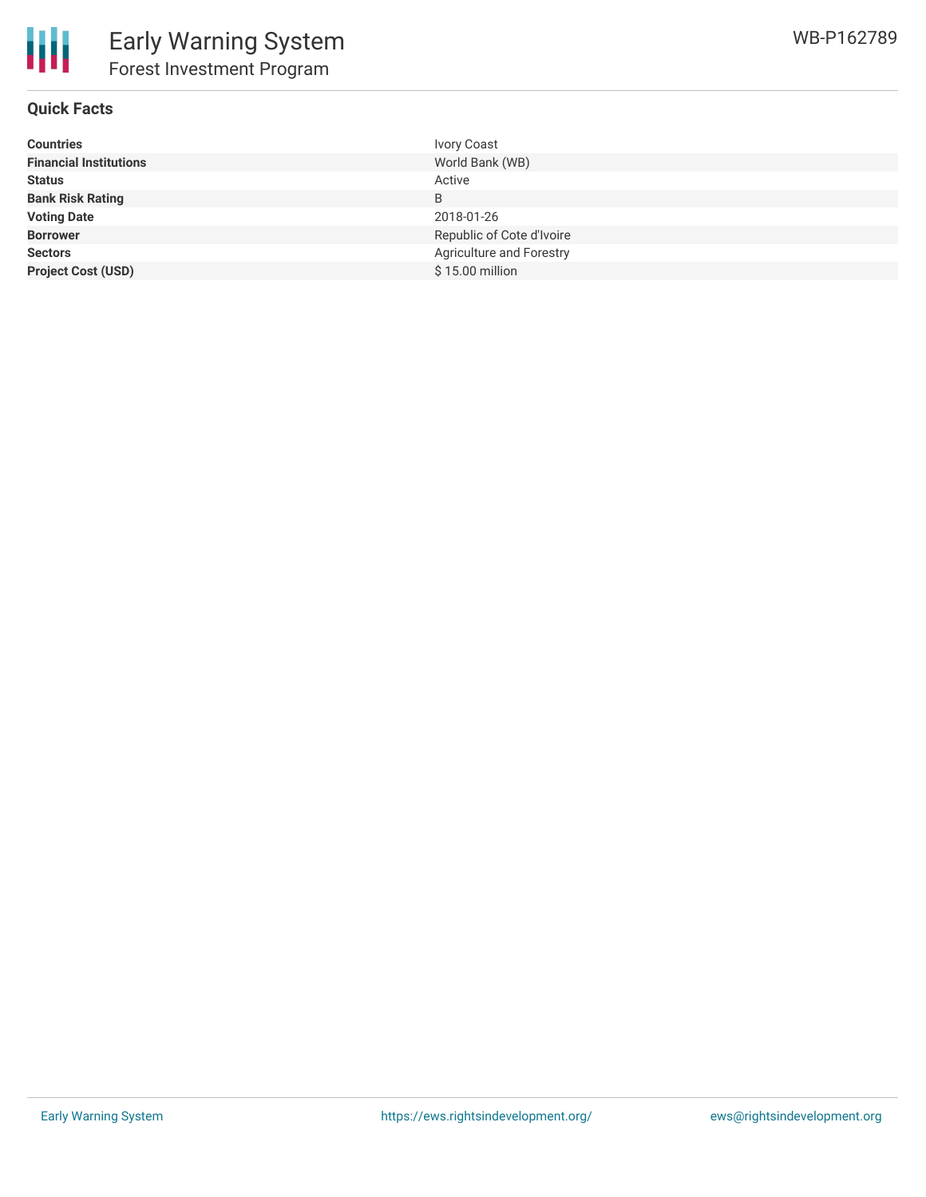# Early Warning System

## Forest Investment Program

WB-P162789

### Quick Facts

| | |
|---|---|
| **Countries** | Ivory Coast |
| **Financial Institutions** | World Bank (WB) |
| **Status** | Active |
| **Bank Risk Rating** | B |
| **Voting Date** | 2018-01-26 |
| **Borrower** | Republic of Cote d'Ivoire |
| **Sectors** | Agriculture and Forestry |
| **Project Cost (USD)** | $ 15.00 million |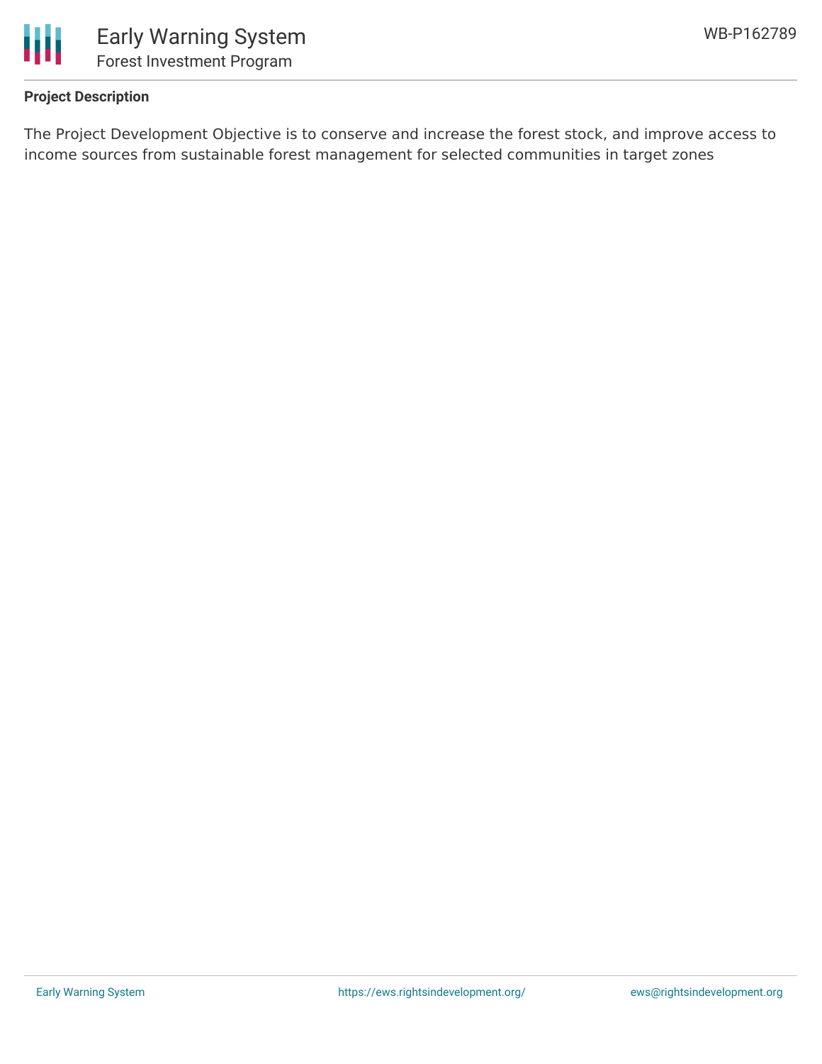**Project Description**

The Project Development Objective is to conserve and increase the forest stock, and improve access to income sources from sustainable forest management for selected communities in target zones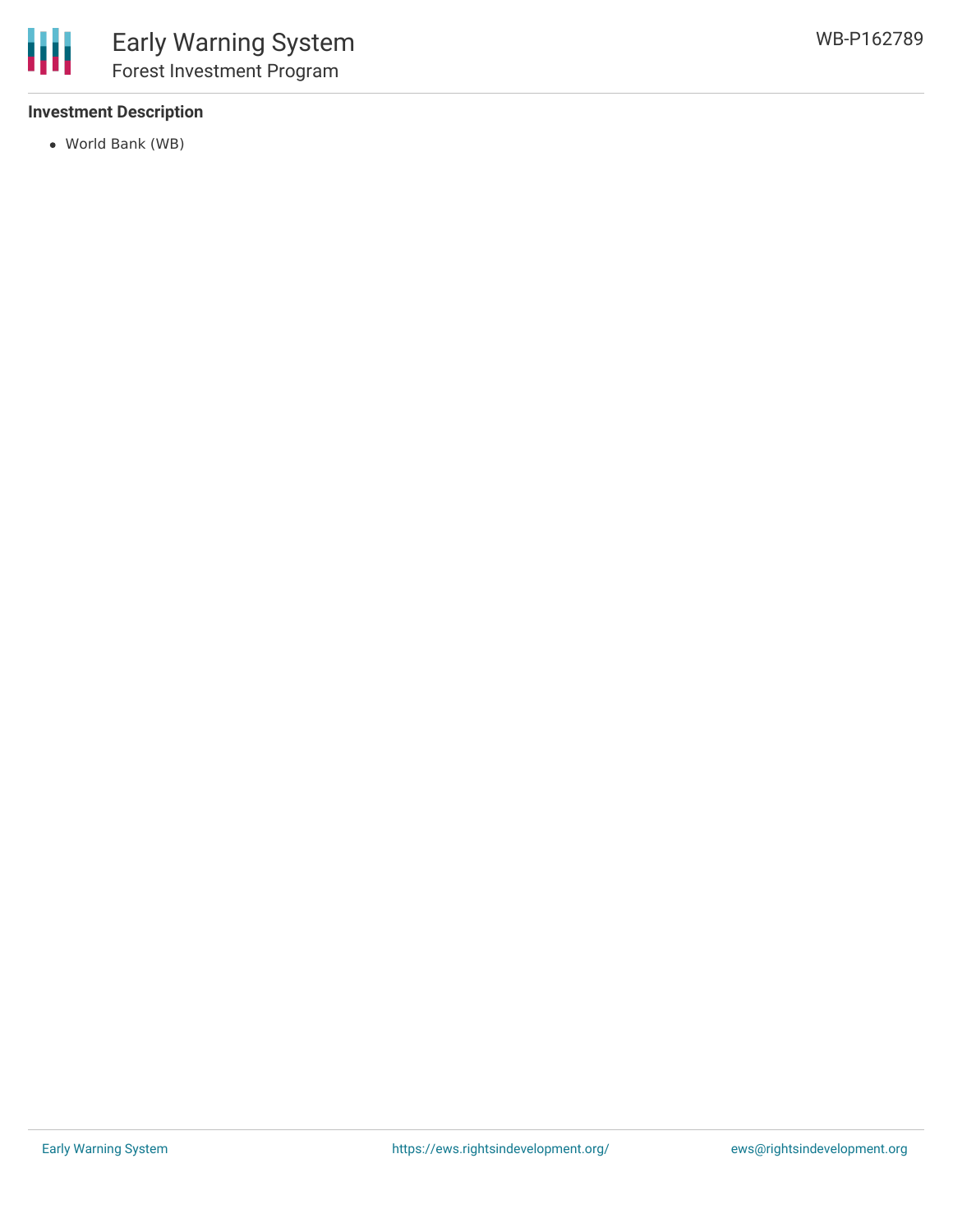### Investment Description

- World Bank (WB)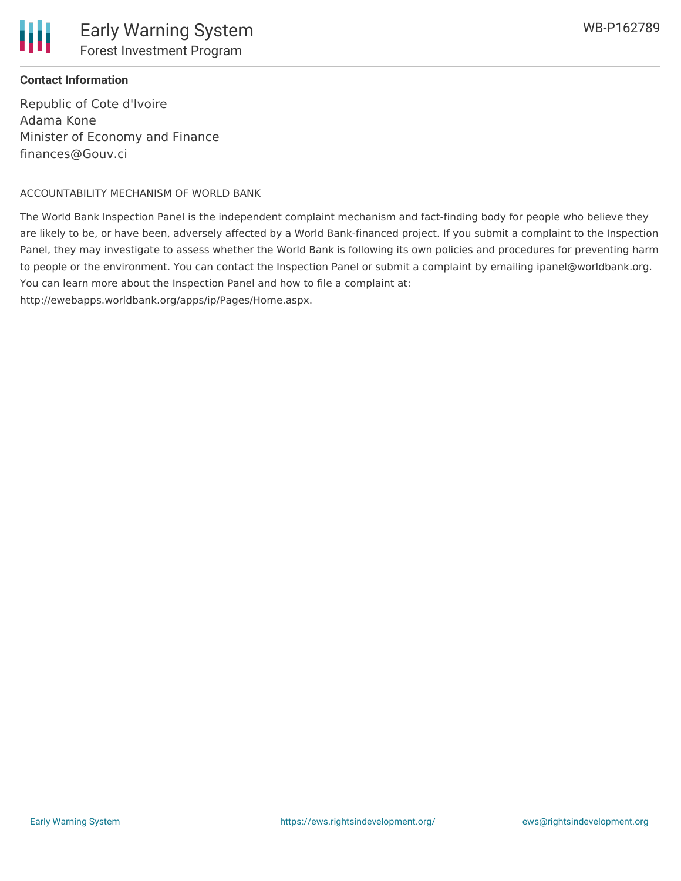**Contact Information**

Republic of Cote d'Ivoire
Adama Kone
Minister of Economy and Finance
finances@Gouv.ci

ACCOUNTABILITY MECHANISM OF WORLD BANK

The World Bank Inspection Panel is the independent complaint mechanism and fact-finding body for people who believe they are likely to be, or have been, adversely affected by a World Bank-financed project. If you submit a complaint to the Inspection Panel, they may investigate to assess whether the World Bank is following its own policies and procedures for preventing harm to people or the environment. You can contact the Inspection Panel or submit a complaint by emailing ipanel@worldbank.org. You can learn more about the Inspection Panel and how to file a complaint at: http://ewebapps.worldbank.org/apps/ip/Pages/Home.aspx.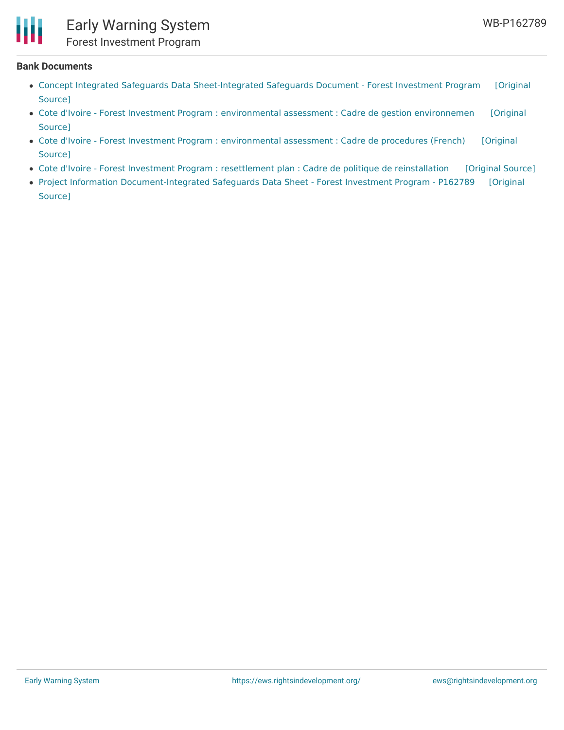**Bank Documents**

- Concept Integrated Safeguards Data Sheet-Integrated Safeguards Document - Forest Investment Program [Original Source]
- Cote d'Ivoire - Forest Investment Program : environmental assessment : Cadre de gestion environnemen [Original Source]
- Cote d'Ivoire - Forest Investment Program : environmental assessment : Cadre de procedures (French) [Original Source]
- Cote d'Ivoire - Forest Investment Program : resettlement plan : Cadre de politique de reinstallation [Original Source]
- Project Information Document-Integrated Safeguards Data Sheet - Forest Investment Program - P162789 [Original Source]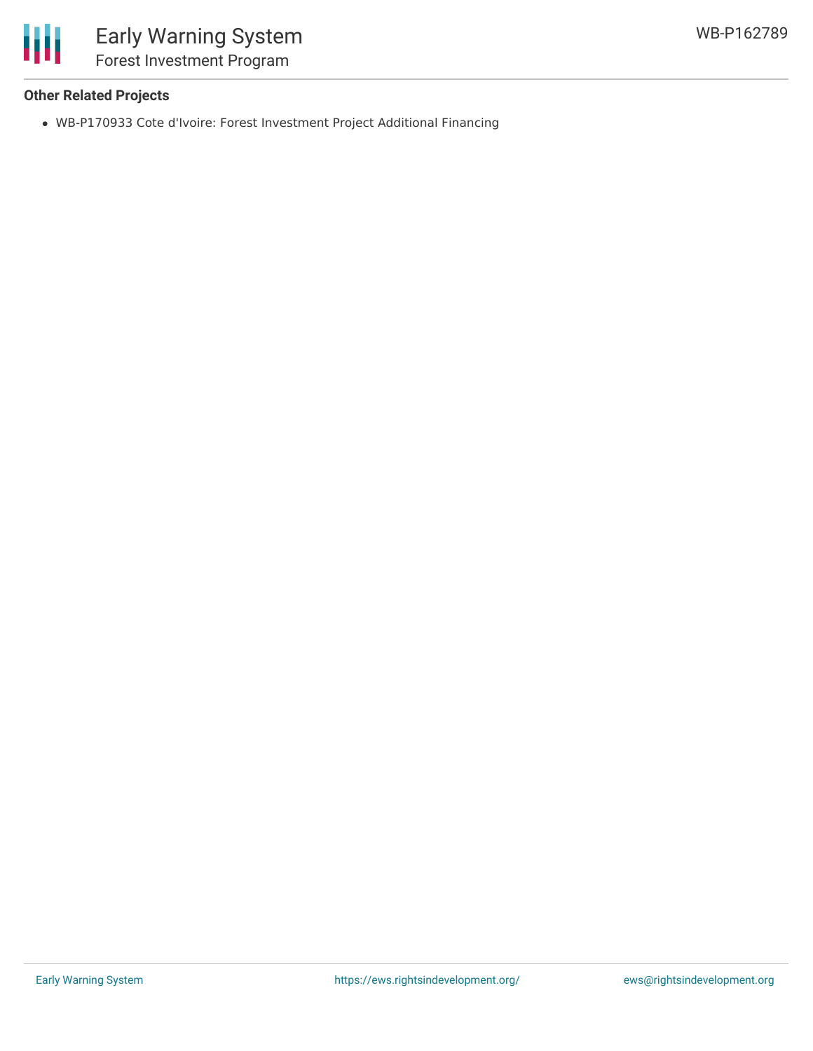**Other Related Projects**

- WB-P170933 Cote d'Ivoire: Forest Investment Project Additional Financing